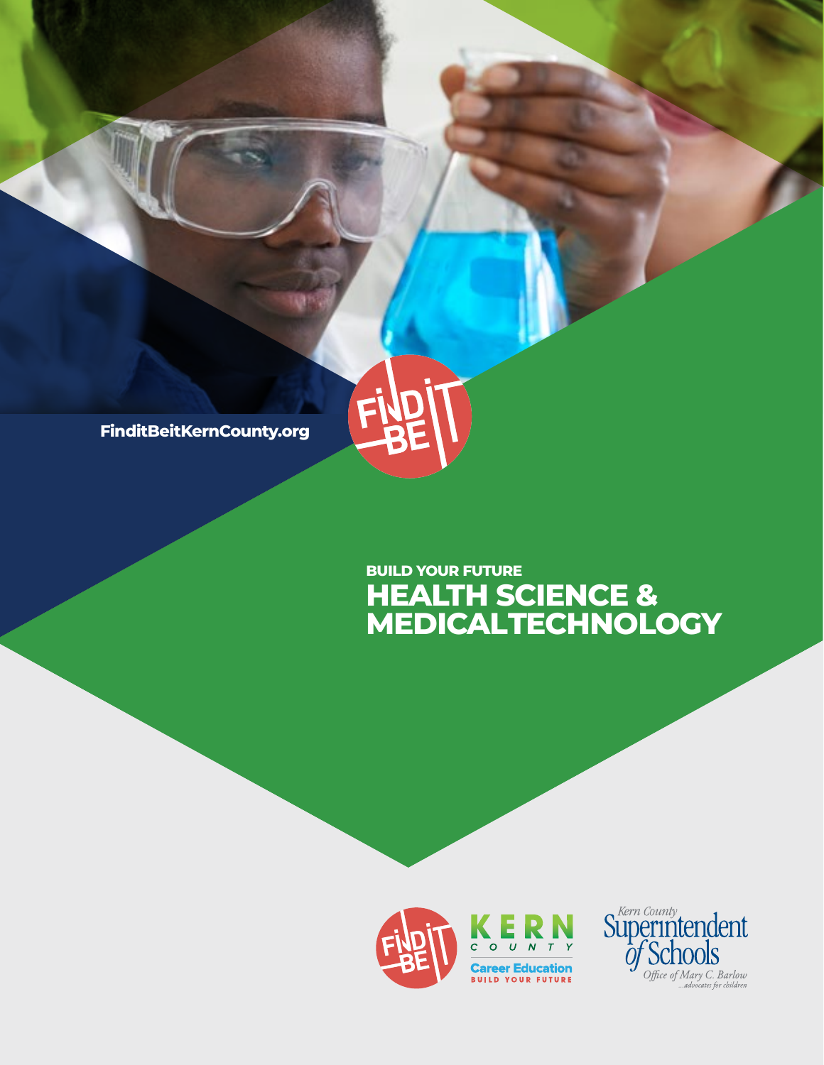FinditBeitKernCounty.org

BUILD YOUR FUTURE

# HEALTH SCIENCE & MEDICALTECHNOLOGY

FIND IT BE IT

KERN COUNTY

Career Education

BUILD YOUR FUTURE

Kern County Superintendent of Schools

Office of Mary C. Barlow

...advocates for children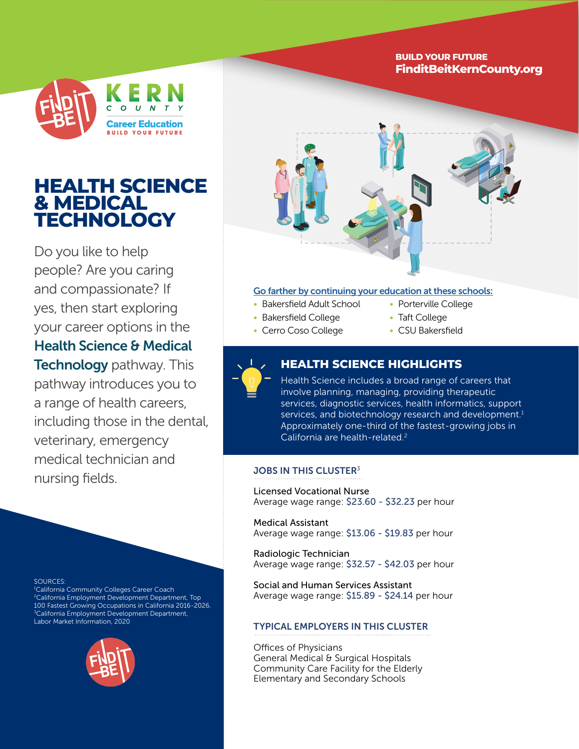KERN COUNTY
Career Education
BUILD YOUR FUTURE

BUILD YOUR FUTURE
**FinditBeitKernCounty.org**

# HEALTH SCIENCE & MEDICAL TECHNOLOGY

Do you like to help people? Are you caring and compassionate? If yes, then start exploring your career options in the **Health Science & Medical Technology** pathway. This pathway introduces you to a range of health careers, including those in the dental, veterinary, emergency medical technician and nursing fields.

Go farther by continuing your education at these schools:

- Bakersfield Adult School
- Bakersfield College
- Cerro Coso College
- Porterville College
- Taft College
- CSU Bakersfield

## HEALTH SCIENCE HIGHLIGHTS

Health Science includes a broad range of careers that involve planning, managing, providing therapeutic services, diagnostic services, health informatics, support services, and biotechnology research and development.[1] Approximately one-third of the fastest-growing jobs in California are health-related.[2]

### JOBS IN THIS CLUSTER[3]

Licensed Vocational Nurse
Average wage range: $23.60 - $32.23 per hour

Medical Assistant
Average wage range: $13.06 - $19.83 per hour

Radiologic Technician
Average wage range: $32.57 - $42.03 per hour

Social and Human Services Assistant
Average wage range: $15.89 - $24.14 per hour

### TYPICAL EMPLOYERS IN THIS CLUSTER

Offices of Physicians
General Medical & Surgical Hospitals
Community Care Facility for the Elderly
Elementary and Secondary Schools

SOURCES:
[1]California Community Colleges Career Coach
[2]California Employment Development Department, Top 100 Fastest Growing Occupations in California 2016-2026.
[3]California Employment Development Department, Labor Market Information, 2020